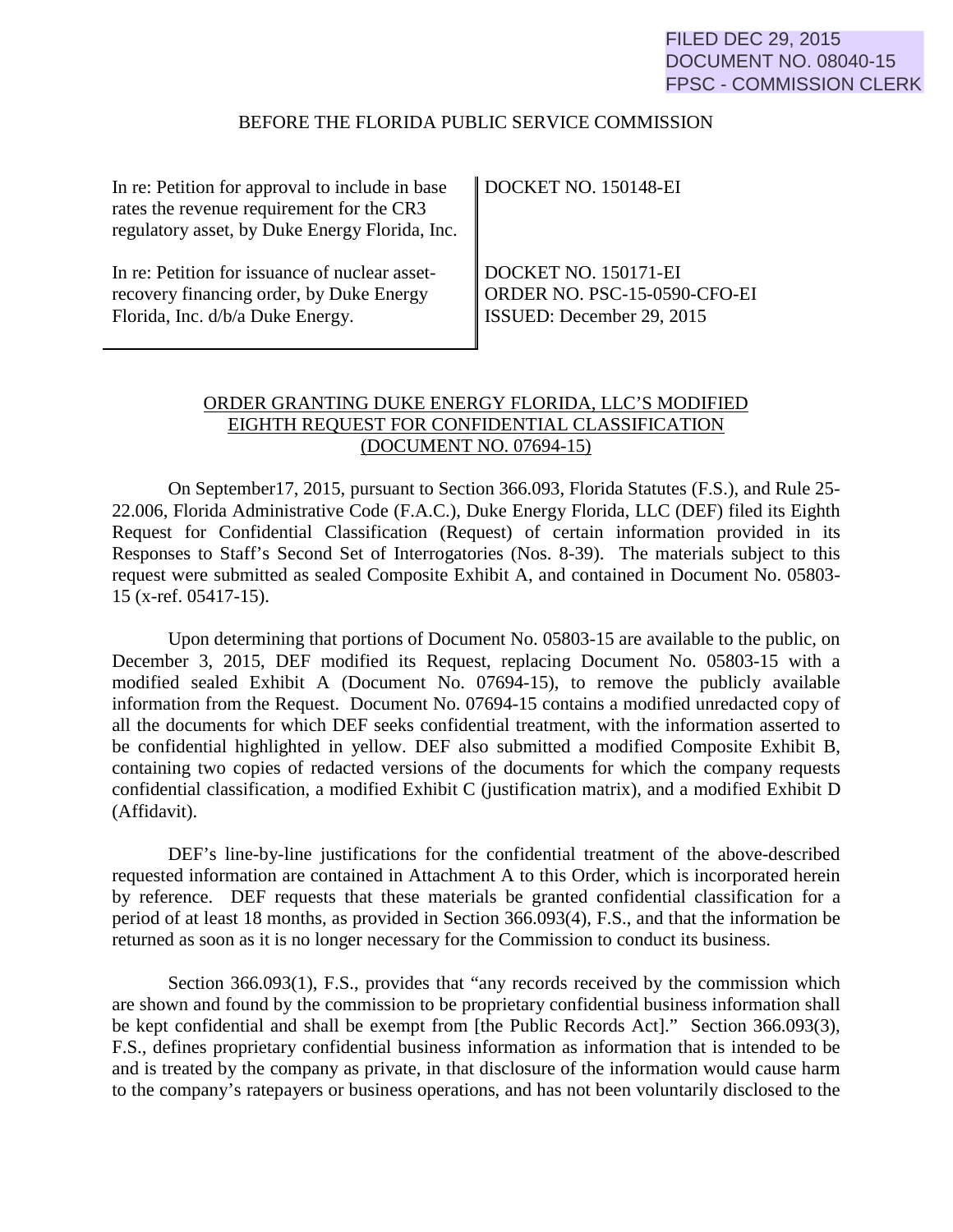FILED DEC 29, 2015
DOCUMENT NO. 08040-15
FPSC - COMMISSION CLERK

BEFORE THE FLORIDA PUBLIC SERVICE COMMISSION

| | |
|---|---|
| In re: Petition for approval to include in base rates the revenue requirement for the CR3 regulatory asset, by Duke Energy Florida, Inc. | DOCKET NO. 150148-EI |
| In re: Petition for issuance of nuclear asset-recovery financing order, by Duke Energy Florida, Inc. d/b/a Duke Energy. | DOCKET NO. 150171-EI<br>ORDER NO. PSC-15-0590-CFO-EI<br>ISSUED: December 29, 2015 |

ORDER GRANTING DUKE ENERGY FLORIDA, LLC'S MODIFIED EIGHTH REQUEST FOR CONFIDENTIAL CLASSIFICATION (DOCUMENT NO. 07694-15)

On September17, 2015, pursuant to Section 366.093, Florida Statutes (F.S.), and Rule 25-22.006, Florida Administrative Code (F.A.C.), Duke Energy Florida, LLC (DEF) filed its Eighth Request for Confidential Classification (Request) of certain information provided in its Responses to Staff's Second Set of Interrogatories (Nos. 8-39). The materials subject to this request were submitted as sealed Composite Exhibit A, and contained in Document No. 05803-15 (x-ref. 05417-15).

Upon determining that portions of Document No. 05803-15 are available to the public, on December 3, 2015, DEF modified its Request, replacing Document No. 05803-15 with a modified sealed Exhibit A (Document No. 07694-15), to remove the publicly available information from the Request. Document No. 07694-15 contains a modified unredacted copy of all the documents for which DEF seeks confidential treatment, with the information asserted to be confidential highlighted in yellow. DEF also submitted a modified Composite Exhibit B, containing two copies of redacted versions of the documents for which the company requests confidential classification, a modified Exhibit C (justification matrix), and a modified Exhibit D (Affidavit).

DEF's line-by-line justifications for the confidential treatment of the above-described requested information are contained in Attachment A to this Order, which is incorporated herein by reference. DEF requests that these materials be granted confidential classification for a period of at least 18 months, as provided in Section 366.093(4), F.S., and that the information be returned as soon as it is no longer necessary for the Commission to conduct its business.

Section 366.093(1), F.S., provides that "any records received by the commission which are shown and found by the commission to be proprietary confidential business information shall be kept confidential and shall be exempt from [the Public Records Act]." Section 366.093(3), F.S., defines proprietary confidential business information as information that is intended to be and is treated by the company as private, in that disclosure of the information would cause harm to the company's ratepayers or business operations, and has not been voluntarily disclosed to the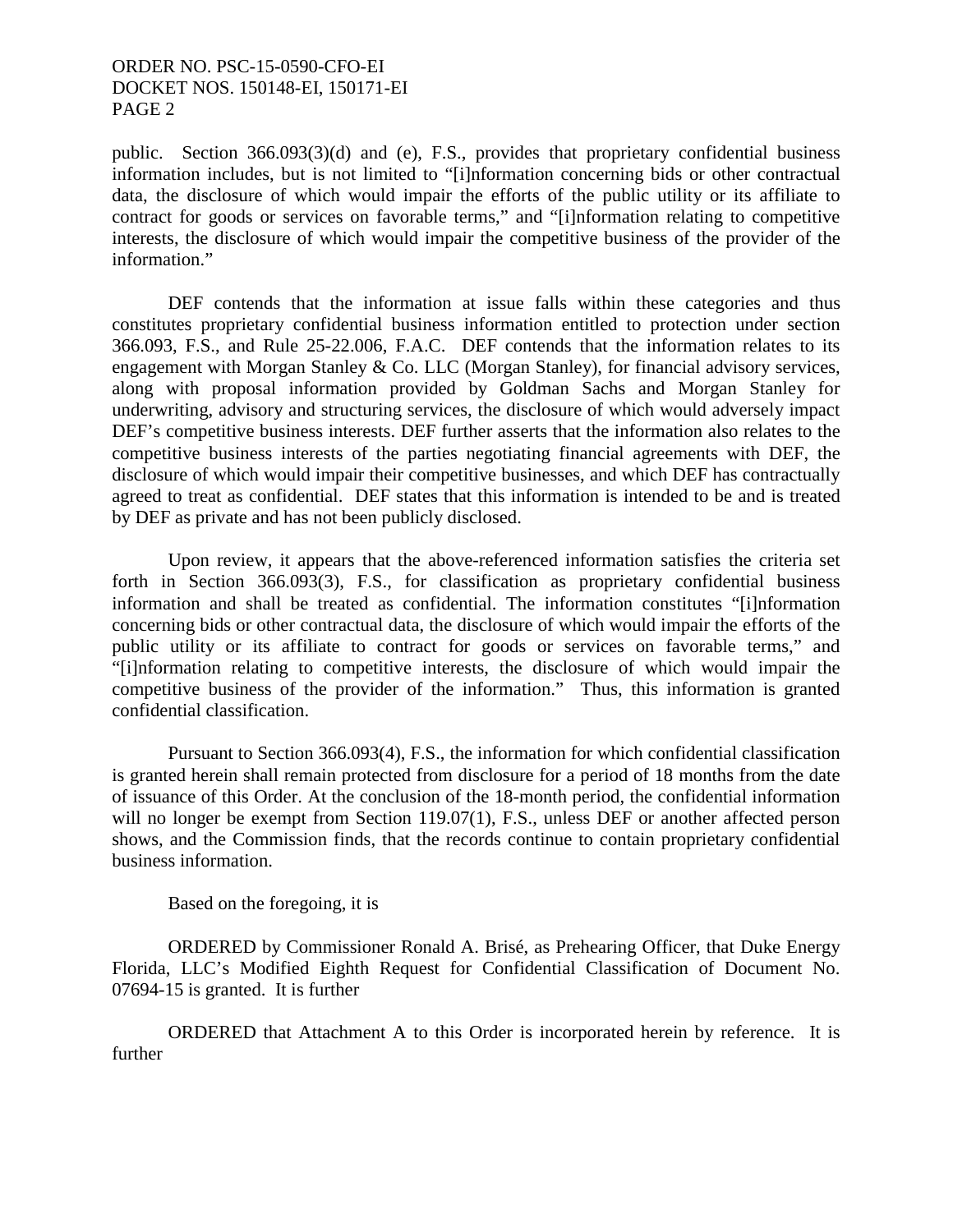public. Section 366.093(3)(d) and (e), F.S., provides that proprietary confidential business information includes, but is not limited to "[i]nformation concerning bids or other contractual data, the disclosure of which would impair the efforts of the public utility or its affiliate to contract for goods or services on favorable terms," and "[i]nformation relating to competitive interests, the disclosure of which would impair the competitive business of the provider of the information."

DEF contends that the information at issue falls within these categories and thus constitutes proprietary confidential business information entitled to protection under section 366.093, F.S., and Rule 25-22.006, F.A.C. DEF contends that the information relates to its engagement with Morgan Stanley & Co. LLC (Morgan Stanley), for financial advisory services, along with proposal information provided by Goldman Sachs and Morgan Stanley for underwriting, advisory and structuring services, the disclosure of which would adversely impact DEF's competitive business interests. DEF further asserts that the information also relates to the competitive business interests of the parties negotiating financial agreements with DEF, the disclosure of which would impair their competitive businesses, and which DEF has contractually agreed to treat as confidential. DEF states that this information is intended to be and is treated by DEF as private and has not been publicly disclosed.

Upon review, it appears that the above-referenced information satisfies the criteria set forth in Section 366.093(3), F.S., for classification as proprietary confidential business information and shall be treated as confidential. The information constitutes "[i]nformation concerning bids or other contractual data, the disclosure of which would impair the efforts of the public utility or its affiliate to contract for goods or services on favorable terms," and "[i]nformation relating to competitive interests, the disclosure of which would impair the competitive business of the provider of the information." Thus, this information is granted confidential classification.

Pursuant to Section 366.093(4), F.S., the information for which confidential classification is granted herein shall remain protected from disclosure for a period of 18 months from the date of issuance of this Order. At the conclusion of the 18-month period, the confidential information will no longer be exempt from Section 119.07(1), F.S., unless DEF or another affected person shows, and the Commission finds, that the records continue to contain proprietary confidential business information.

Based on the foregoing, it is

ORDERED by Commissioner Ronald A. Brisé, as Prehearing Officer, that Duke Energy Florida, LLC's Modified Eighth Request for Confidential Classification of Document No. 07694-15 is granted. It is further

ORDERED that Attachment A to this Order is incorporated herein by reference. It is further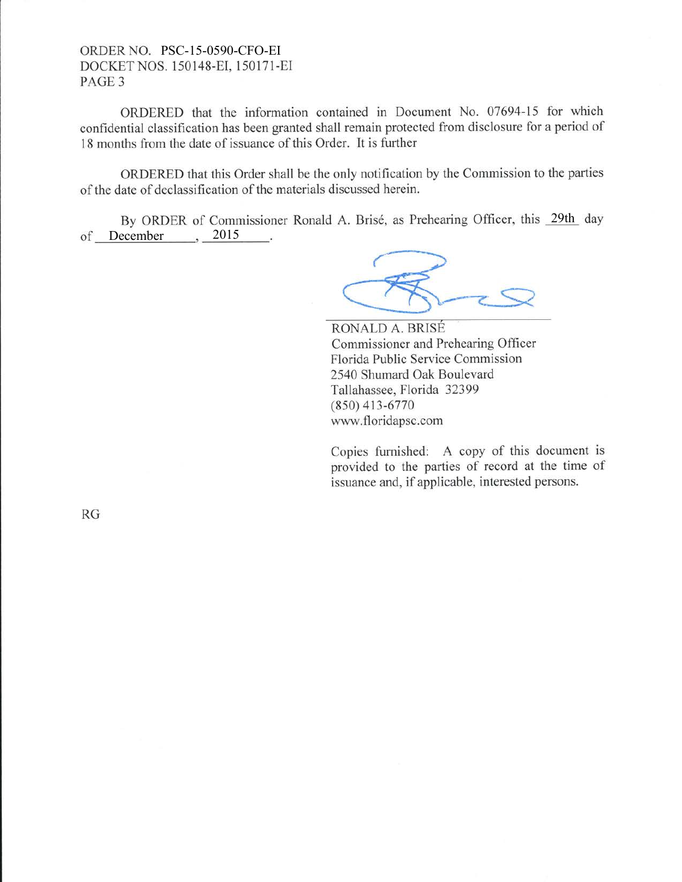ORDERED that the information contained in Document No. 07694-15 for which confidential classification has been granted shall remain protected from disclosure for a period of 18 months from the date of issuance of this Order. It is further

ORDERED that this Order shall be the only notification by the Commission to the parties of the date of declassification of the materials discussed herein.

By ORDER of Commissioner Ronald A. Brisé, as Prehearing Officer, this 29th day of December, 2015.

RONALD A. BRISÉ
Commissioner and Prehearing Officer
Florida Public Service Commission
2540 Shumard Oak Boulevard
Tallahassee, Florida 32399
(850) 413-6770
www.floridapsc.com

Copies furnished: A copy of this document is provided to the parties of record at the time of issuance and, if applicable, interested persons.

RG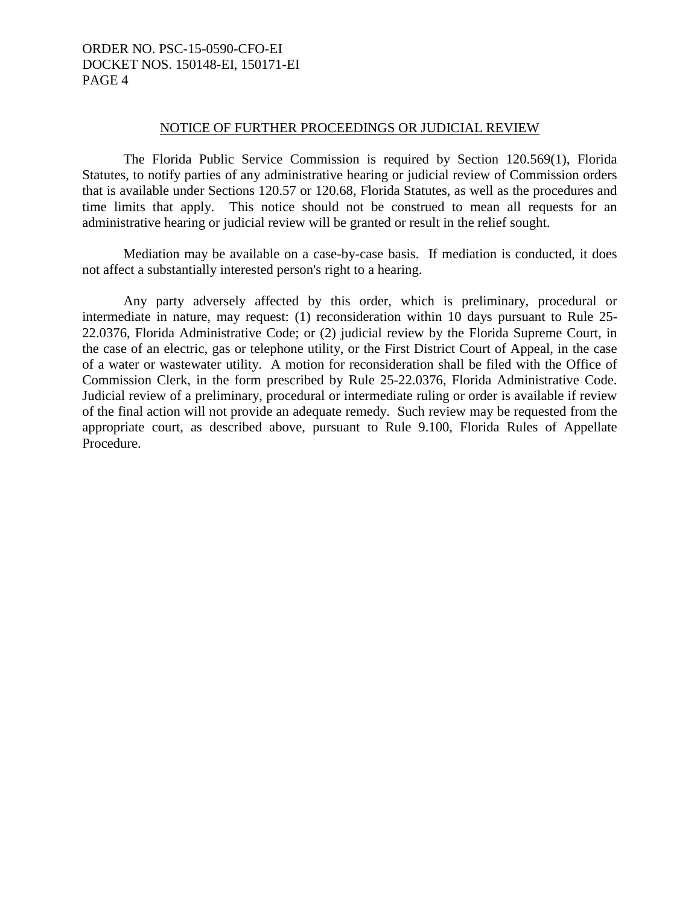## NOTICE OF FURTHER PROCEEDINGS OR JUDICIAL REVIEW

The Florida Public Service Commission is required by Section 120.569(1), Florida Statutes, to notify parties of any administrative hearing or judicial review of Commission orders that is available under Sections 120.57 or 120.68, Florida Statutes, as well as the procedures and time limits that apply. This notice should not be construed to mean all requests for an administrative hearing or judicial review will be granted or result in the relief sought.

Mediation may be available on a case-by-case basis. If mediation is conducted, it does not affect a substantially interested person's right to a hearing.

Any party adversely affected by this order, which is preliminary, procedural or intermediate in nature, may request: (1) reconsideration within 10 days pursuant to Rule 25-22.0376, Florida Administrative Code; or (2) judicial review by the Florida Supreme Court, in the case of an electric, gas or telephone utility, or the First District Court of Appeal, in the case of a water or wastewater utility. A motion for reconsideration shall be filed with the Office of Commission Clerk, in the form prescribed by Rule 25-22.0376, Florida Administrative Code. Judicial review of a preliminary, procedural or intermediate ruling or order is available if review of the final action will not provide an adequate remedy. Such review may be requested from the appropriate court, as described above, pursuant to Rule 9.100, Florida Rules of Appellate Procedure.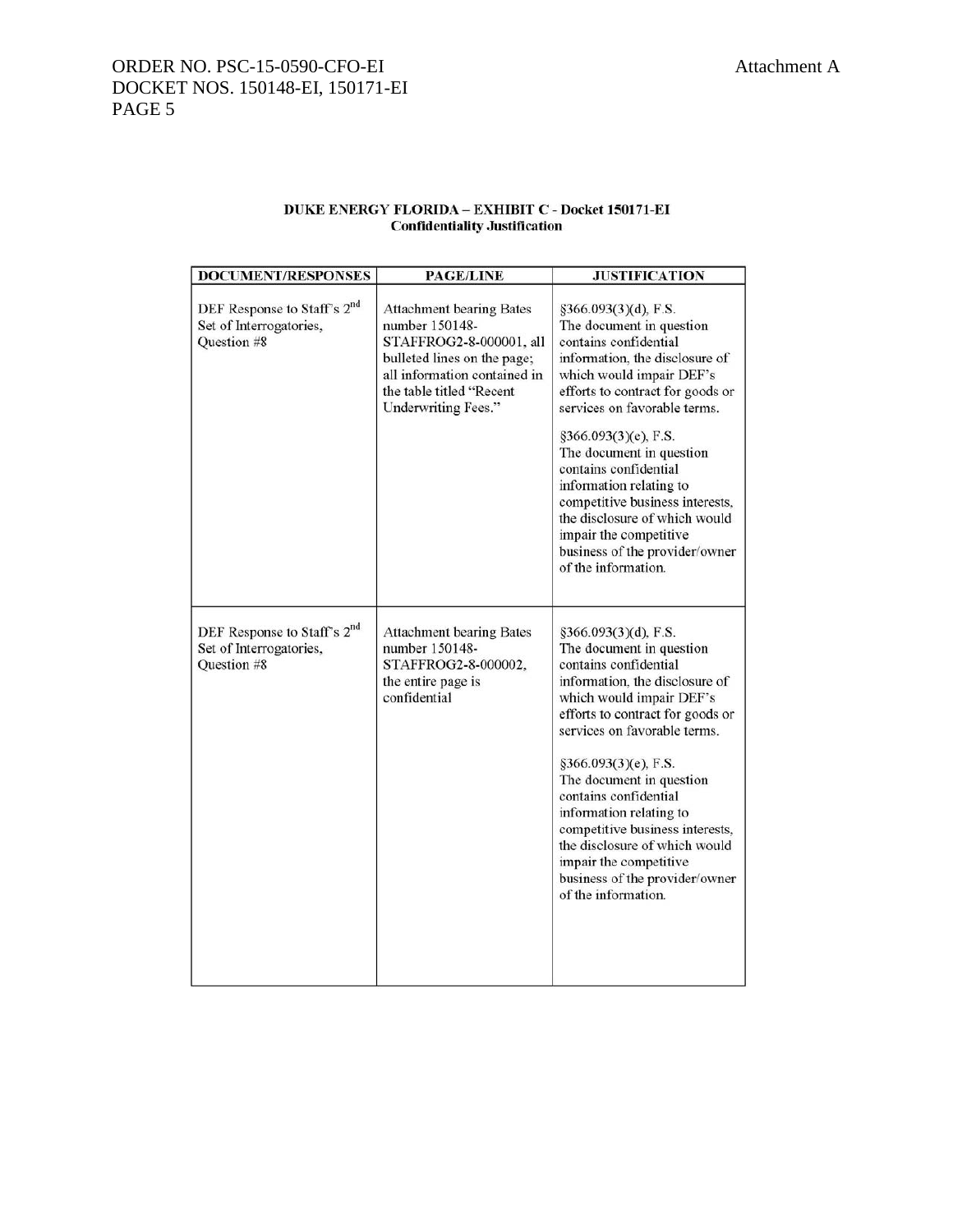**DUKE ENERGY FLORIDA – EXHIBIT C - Docket 150171-EI**
**Confidentiality Justification**

| DOCUMENT/RESPONSES | PAGE/LINE | JUSTIFICATION |
|---|---|---|
| DEF Response to Staff's 2nd Set of Interrogatories, Question #8 | Attachment bearing Bates number 150148-STAFFROG2-8-000001, all bulleted lines on the page; all information contained in the table titled "Recent Underwriting Fees." | §366.093(3)(d), F.S. The document in question contains confidential information, the disclosure of which would impair DEF's efforts to contract for goods or services on favorable terms. <br><br> §366.093(3)(e), F.S. The document in question contains confidential information relating to competitive business interests, the disclosure of which would impair the competitive business of the provider/owner of the information. |
| DEF Response to Staff's 2nd Set of Interrogatories, Question #8 | Attachment bearing Bates number 150148-STAFFROG2-8-000002, the entire page is confidential | §366.093(3)(d), F.S. The document in question contains confidential information, the disclosure of which would impair DEF's efforts to contract for goods or services on favorable terms. <br><br> §366.093(3)(e), F.S. The document in question contains confidential information relating to competitive business interests, the disclosure of which would impair the competitive business of the provider/owner of the information. |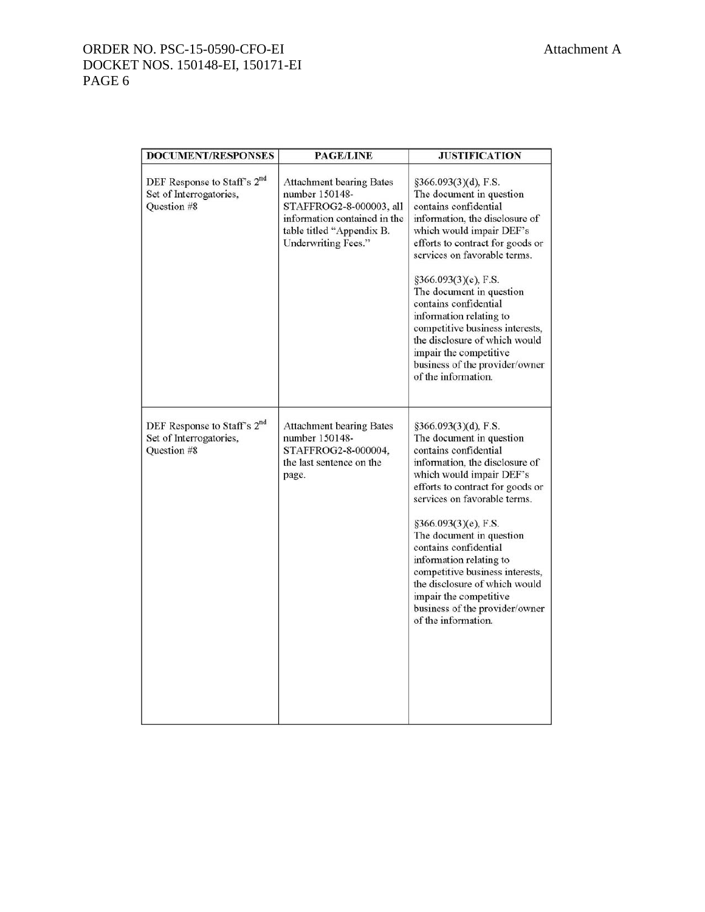| DOCUMENT/RESPONSES | PAGE/LINE | JUSTIFICATION |
|---|---|---|
| DEF Response to Staff's 2nd Set of Interrogatories, Question #8 | Attachment bearing Bates number 150148-STAFFROG2-8-000003, all information contained in the table titled "Appendix B. Underwriting Fees." | §366.093(3)(d), F.S. The document in question contains confidential information, the disclosure of which would impair DEF's efforts to contract for goods or services on favorable terms. <br><br> §366.093(3)(e), F.S. The document in question contains confidential information relating to competitive business interests, the disclosure of which would impair the competitive business of the provider/owner of the information. |
| DEF Response to Staff's 2nd Set of Interrogatories, Question #8 | Attachment bearing Bates number 150148-STAFFROG2-8-000004, the last sentence on the page. | §366.093(3)(d), F.S. The document in question contains confidential information, the disclosure of which would impair DEF's efforts to contract for goods or services on favorable terms. <br><br> §366.093(3)(e), F.S. The document in question contains confidential information relating to competitive business interests, the disclosure of which would impair the competitive business of the provider/owner of the information. |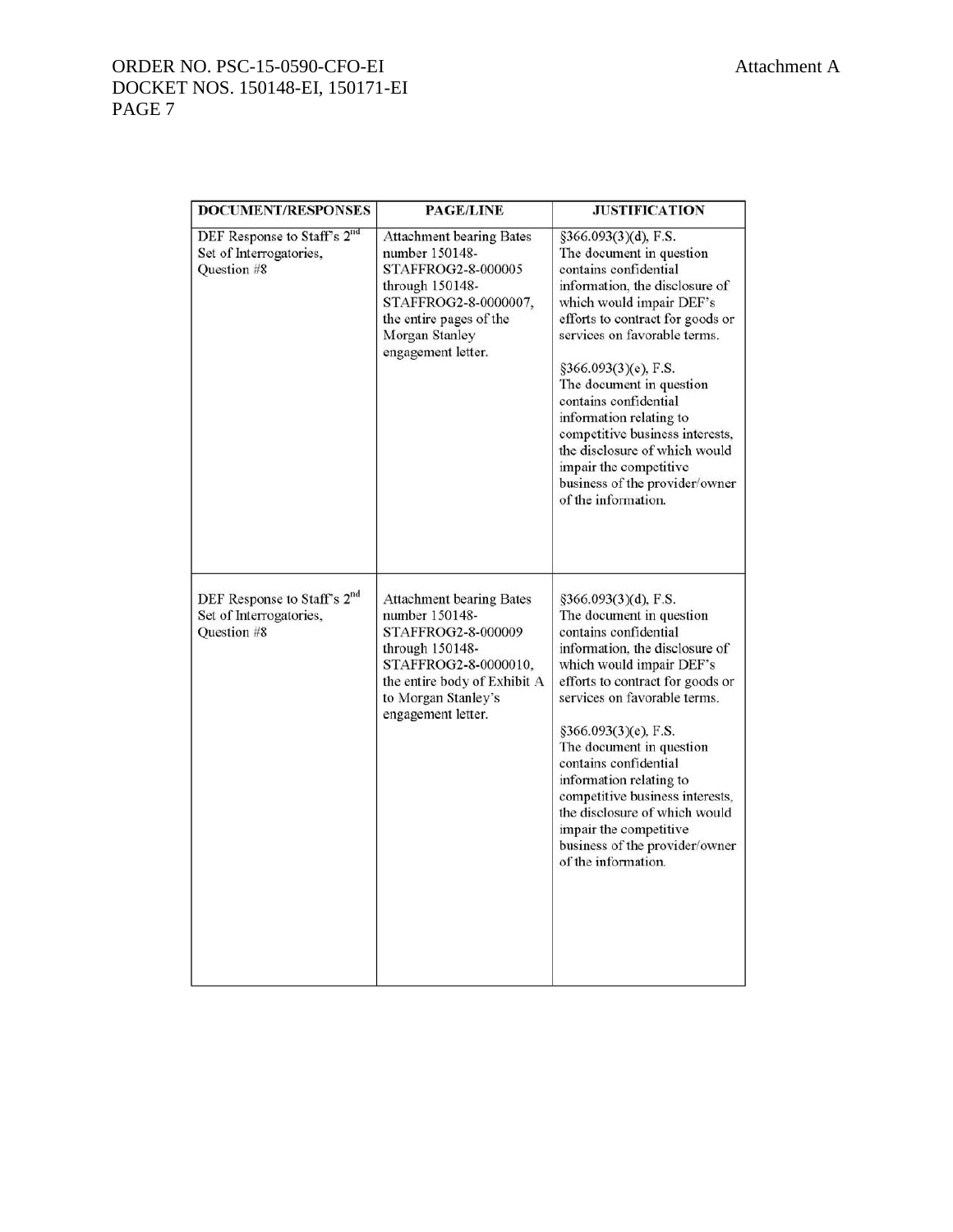| DOCUMENT/RESPONSES | PAGE/LINE | JUSTIFICATION |
|---|---|---|
| DEF Response to Staff's 2nd Set of Interrogatories, Question #8 | Attachment bearing Bates number 150148-STAFFROG2-8-000005 through 150148-STAFFROG2-8-0000007, the entire pages of the Morgan Stanley engagement letter. | §366.093(3)(d), F.S. The document in question contains confidential information, the disclosure of which would impair DEF's efforts to contract for goods or services on favorable terms.<br><br>§366.093(3)(e), F.S. The document in question contains confidential information relating to competitive business interests, the disclosure of which would impair the competitive business of the provider/owner of the information. |
| DEF Response to Staff's 2nd Set of Interrogatories, Question #8 | Attachment bearing Bates number 150148-STAFFROG2-8-000009 through 150148-STAFFROG2-8-0000010, the entire body of Exhibit A to Morgan Stanley's engagement letter. | §366.093(3)(d), F.S. The document in question contains confidential information, the disclosure of which would impair DEF's efforts to contract for goods or services on favorable terms.<br><br>§366.093(3)(e), F.S. The document in question contains confidential information relating to competitive business interests, the disclosure of which would impair the competitive business of the provider/owner of the information. |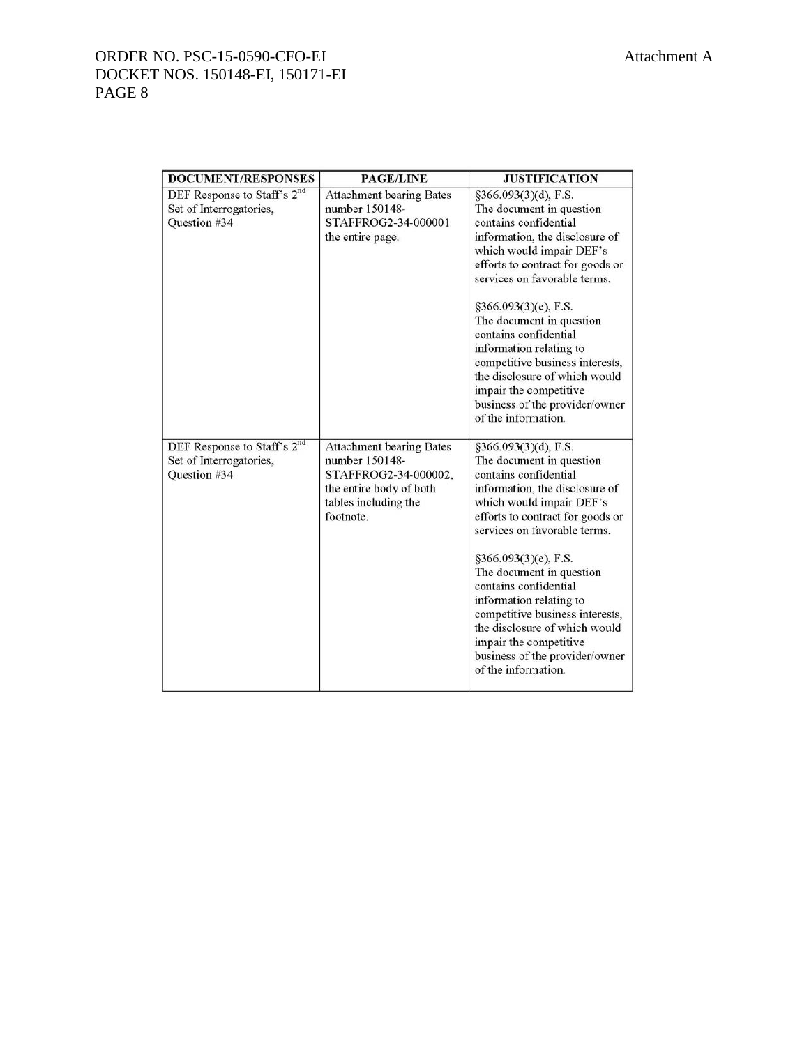| DOCUMENT/RESPONSES | PAGE/LINE | JUSTIFICATION |
|---|---|---|
| DEF Response to Staff's 2nd Set of Interrogatories, Question #34 | Attachment bearing Bates number 150148-STAFFROG2-34-000001 the entire page. | §366.093(3)(d), F.S. The document in question contains confidential information, the disclosure of which would impair DEF's efforts to contract for goods or services on favorable terms. §366.093(3)(e), F.S. The document in question contains confidential information relating to competitive business interests, the disclosure of which would impair the competitive business of the provider/owner of the information. |
| DEF Response to Staff's 2nd Set of Interrogatories, Question #34 | Attachment bearing Bates number 150148-STAFFROG2-34-000002, the entire body of both tables including the footnote. | §366.093(3)(d), F.S. The document in question contains confidential information, the disclosure of which would impair DEF's efforts to contract for goods or services on favorable terms. §366.093(3)(e), F.S. The document in question contains confidential information relating to competitive business interests, the disclosure of which would impair the competitive business of the provider/owner of the information. |